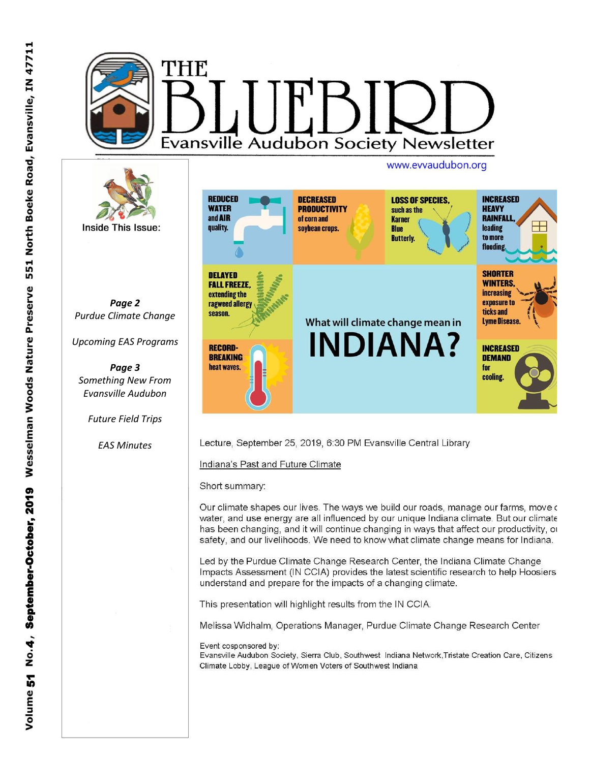# THE BLUEBIRD

## Evansville Audubon Society Newsletter

www.evvaudubon.org

Volume 51 No.4, September-October, 2019 Wesselman Woods Nature Preserve 551 North Boeke Road, Evansville, IN 47711

**Inside This Issue:**

***Page 2***
*Purdue Climate Change*

*Upcoming EAS Programs*

***Page 3***
*Something New From Evansville Audubon*

*Future Field Trips*

*EAS Minutes*

---

What will climate change mean in **INDIANA?**

- **REDUCED WATER and AIR quality.**
- **DECREASED PRODUCTIVITY** of corn and soybean crops.
- **LOSS OF SPECIES,** such as the Karner Blue Butterfly.
- **INCREASED HEAVY RAINFALL,** leading to more flooding.
- **DELAYED FALL FREEZE,** extending the ragweed allergy season.
- **SHORTER WINTERS,** increasing exposure to ticks and Lyme Disease.
- **RECORD-BREAKING** heat waves.
- **INCREASED DEMAND** for cooling.

Lecture, September 25, 2019, 6:30 PM Evansville Central Library

Indiana's Past and Future Climate

Short summary:

Our climate shapes our lives. The ways we build our roads, manage our farms, move water, and use energy are all influenced by our unique Indiana climate. But our climate has been changing, and it will continue changing in ways that affect our productivity, our safety, and our livelihoods. We need to know what climate change means for Indiana.

Led by the Purdue Climate Change Research Center, the Indiana Climate Change Impacts Assessment (IN CCIA) provides the latest scientific research to help Hoosiers understand and prepare for the impacts of a changing climate.

This presentation will highlight results from the IN CCIA.

Melissa Widhalm, Operations Manager, Purdue Climate Change Research Center

Event cosponsored by:
Evansville Audubon Society, Sierra Club, Southwest Indiana Network,Tristate Creation Care, Citizens Climate Lobby, League of Women Voters of Southwest Indiana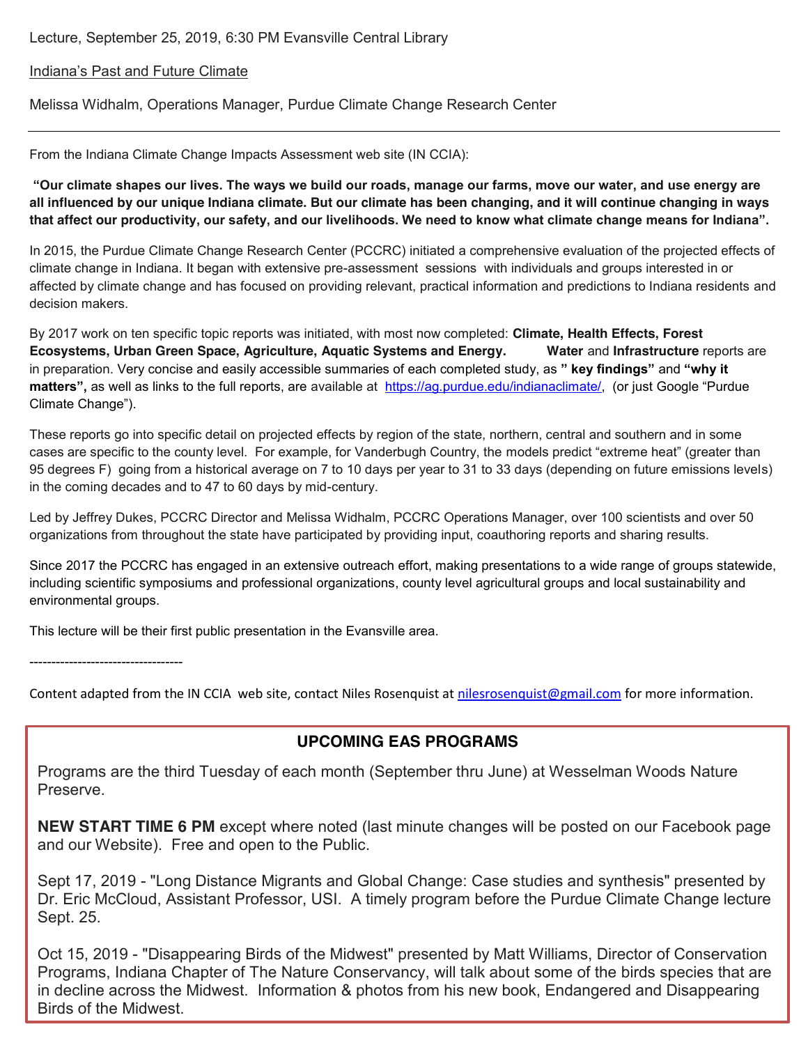Lecture, September 25, 2019, 6:30 PM Evansville Central Library

Indiana's Past and Future Climate

Melissa Widhalm, Operations Manager, Purdue Climate Change Research Center

---

From the Indiana Climate Change Impacts Assessment web site (IN CCIA):

**"Our climate shapes our lives. The ways we build our roads, manage our farms, move our water, and use energy are all influenced by our unique Indiana climate. But our climate has been changing, and it will continue changing in ways that affect our productivity, our safety, and our livelihoods. We need to know what climate change means for Indiana".**

In 2015, the Purdue Climate Change Research Center (PCCRC) initiated a comprehensive evaluation of the projected effects of climate change in Indiana. It began with extensive pre-assessment sessions with individuals and groups interested in or affected by climate change and has focused on providing relevant, practical information and predictions to Indiana residents and decision makers.

By 2017 work on ten specific topic reports was initiated, with most now completed: **Climate, Health Effects, Forest Ecosystems, Urban Green Space, Agriculture, Aquatic Systems and Energy.** **Water** and **Infrastructure** reports are in preparation. Very concise and easily accessible summaries of each completed study, as **" key findings"** and **"why it matters",** as well as links to the full reports, are available at https://ag.purdue.edu/indianaclimate/, (or just Google "Purdue Climate Change").

These reports go into specific detail on projected effects by region of the state, northern, central and southern and in some cases are specific to the county level. For example, for Vanderbugh Country, the models predict "extreme heat" (greater than 95 degrees F) going from a historical average on 7 to 10 days per year to 31 to 33 days (depending on future emissions levels) in the coming decades and to 47 to 60 days by mid-century.

Led by Jeffrey Dukes, PCCRC Director and Melissa Widhalm, PCCRC Operations Manager, over 100 scientists and over 50 organizations from throughout the state have participated by providing input, coauthoring reports and sharing results.

Since 2017 the PCCRC has engaged in an extensive outreach effort, making presentations to a wide range of groups statewide, including scientific symposiums and professional organizations, county level agricultural groups and local sustainability and environmental groups.

This lecture will be their first public presentation in the Evansville area.

-----------------------------------

Content adapted from the IN CCIA web site, contact Niles Rosenquist at nilesrosenquist@gmail.com for more information.

## UPCOMING EAS PROGRAMS

Programs are the third Tuesday of each month (September thru June) at Wesselman Woods Nature Preserve.

**NEW START TIME 6 PM** except where noted (last minute changes will be posted on our Facebook page and our Website). Free and open to the Public.

Sept 17, 2019 - "Long Distance Migrants and Global Change: Case studies and synthesis" presented by Dr. Eric McCloud, Assistant Professor, USI. A timely program before the Purdue Climate Change lecture Sept. 25.

Oct 15, 2019 - "Disappearing Birds of the Midwest" presented by Matt Williams, Director of Conservation Programs, Indiana Chapter of The Nature Conservancy, will talk about some of the birds species that are in decline across the Midwest. Information & photos from his new book, Endangered and Disappearing Birds of the Midwest.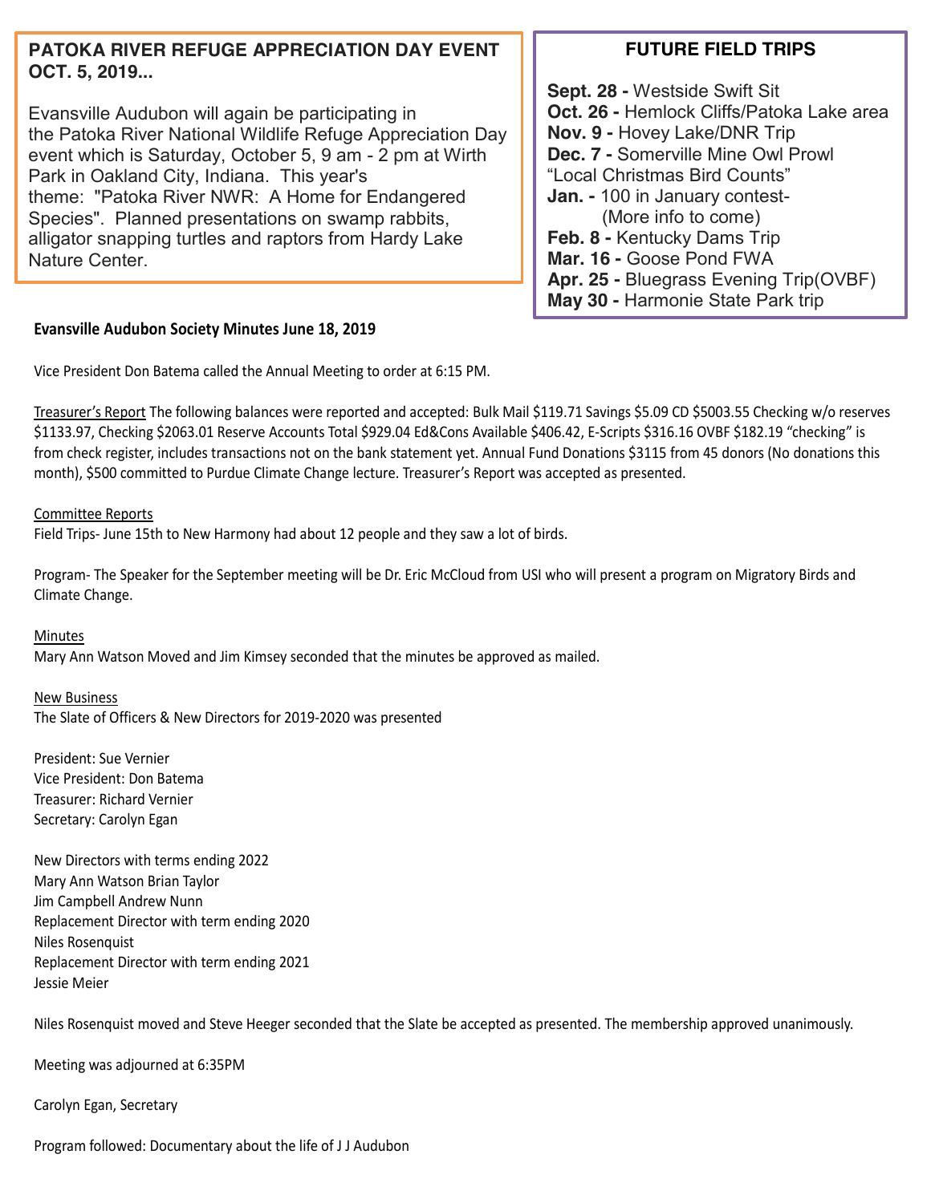## PATOKA RIVER REFUGE APPRECIATION DAY EVENT OCT. 5, 2019...

Evansville Audubon will again be participating in the Patoka River National Wildlife Refuge Appreciation Day event which is Saturday, October 5, 9 am - 2 pm at Wirth Park in Oakland City, Indiana. This year's theme: "Patoka River NWR: A Home for Endangered Species". Planned presentations on swamp rabbits, alligator snapping turtles and raptors from Hardy Lake Nature Center.

## FUTURE FIELD TRIPS

**Sept. 28 -** Westside Swift Sit
**Oct. 26 -** Hemlock Cliffs/Patoka Lake area
**Nov. 9 -** Hovey Lake/DNR Trip
**Dec. 7 -** Somerville Mine Owl Prowl
"Local Christmas Bird Counts"
**Jan. -** 100 in January contest- (More info to come)
**Feb. 8 -** Kentucky Dams Trip
**Mar. 16 -** Goose Pond FWA
**Apr. 25 -** Bluegrass Evening Trip(OVBF)
**May 30 -** Harmonie State Park trip

**Evansville Audubon Society Minutes June 18, 2019**

Vice President Don Batema called the Annual Meeting to order at 6:15 PM.

Treasurer's Report The following balances were reported and accepted: Bulk Mail $119.71 Savings $5.09 CD $5003.55 Checking w/o reserves $1133.97, Checking $2063.01 Reserve Accounts Total $929.04 Ed&Cons Available $406.42, E-Scripts $316.16 OVBF $182.19 "checking" is from check register, includes transactions not on the bank statement yet. Annual Fund Donations $3115 from 45 donors (No donations this month), $500 committed to Purdue Climate Change lecture. Treasurer's Report was accepted as presented.

Committee Reports
Field Trips- June 15th to New Harmony had about 12 people and they saw a lot of birds.

Program- The Speaker for the September meeting will be Dr. Eric McCloud from USI who will present a program on Migratory Birds and Climate Change.

Minutes
Mary Ann Watson Moved and Jim Kimsey seconded that the minutes be approved as mailed.

New Business
The Slate of Officers & New Directors for 2019-2020 was presented

President: Sue Vernier
Vice President: Don Batema
Treasurer: Richard Vernier
Secretary: Carolyn Egan

New Directors with terms ending 2022
Mary Ann Watson Brian Taylor
Jim Campbell Andrew Nunn
Replacement Director with term ending 2020
Niles Rosenquist
Replacement Director with term ending 2021
Jessie Meier

Niles Rosenquist moved and Steve Heeger seconded that the Slate be accepted as presented. The membership approved unanimously.

Meeting was adjourned at 6:35PM

Carolyn Egan, Secretary

Program followed: Documentary about the life of J J Audubon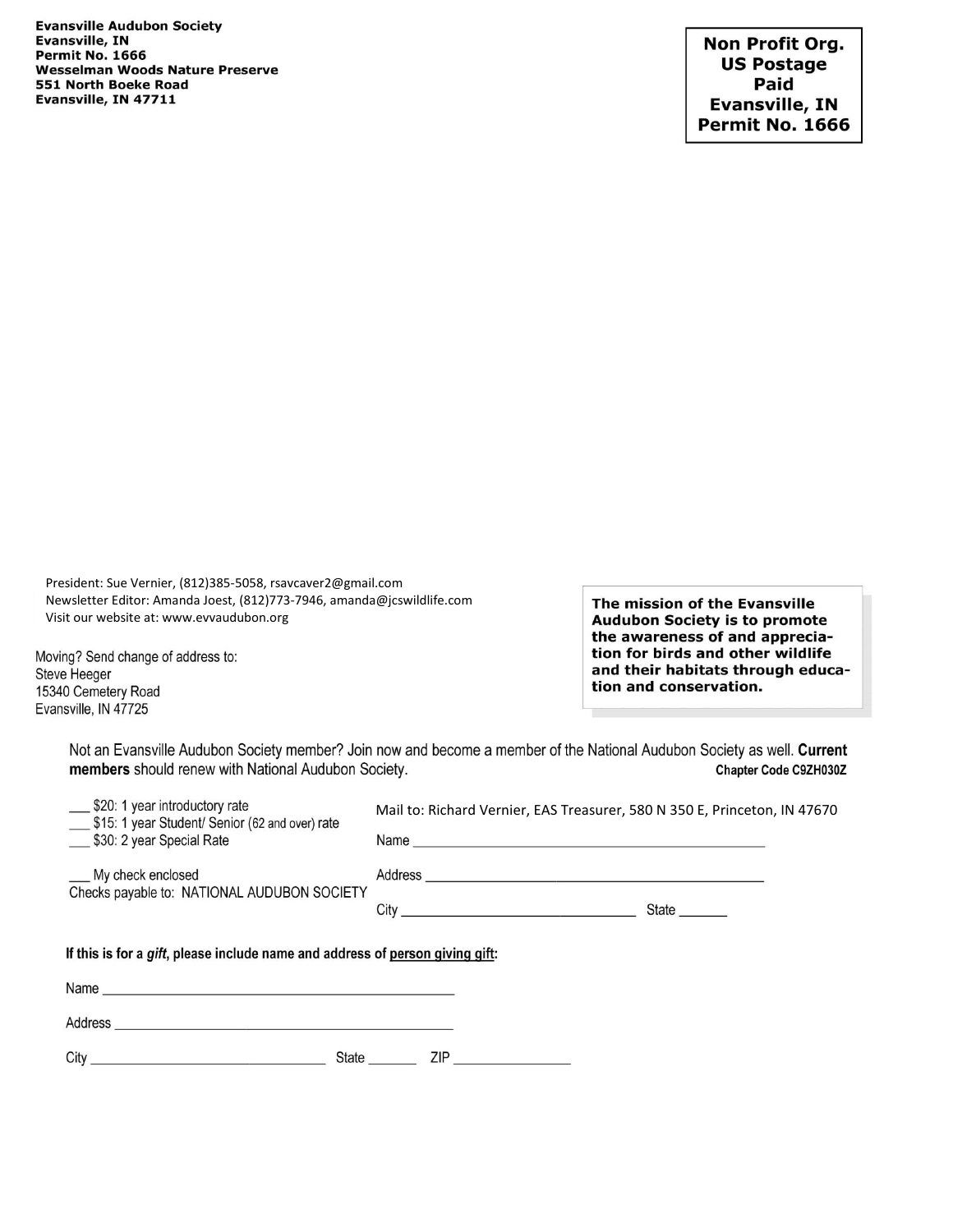**Evansville Audubon Society**
**Evansville, IN**
**Permit No. 1666**
**Wesselman Woods Nature Preserve**
**551 North Boeke Road**
**Evansville, IN 47711**

**Non Profit Org.**
**US Postage**
**Paid**
**Evansville, IN**
**Permit No. 1666**

President: Sue Vernier, (812)385-5058, rsavcaver2@gmail.com
Newsletter Editor: Amanda Joest, (812)773-7946, amanda@jcswildlife.com
Visit our website at: www.evvaudubon.org

Moving? Send change of address to:
Steve Heeger
15340 Cemetery Road
Evansville, IN 47725

**The mission of the Evansville Audubon Society is to promote the awareness of and appreciation for birds and other wildlife and their habitats through education and conservation.**

Not an Evansville Audubon Society member? Join now and become a member of the National Audubon Society as well. **Current members** should renew with National Audubon Society. **Chapter Code C9ZH030Z**

___ $20: 1 year introductory rate
___ $15: 1 year Student/ Senior (62 and over) rate
___ $30: 2 year Special Rate

___ My check enclosed
Checks payable to: NATIONAL AUDUBON SOCIETY

Mail to: Richard Vernier, EAS Treasurer, 580 N 350 E, Princeton, IN 47670

Name ______________________________________________

Address ____________________________________________

City ____________________________ State ______

**If this is for a *gift*, please include name and address of <u>person giving gift</u>:**

Name ______________________________________________

Address ____________________________________________

City ____________________________ State ______ ZIP ______________